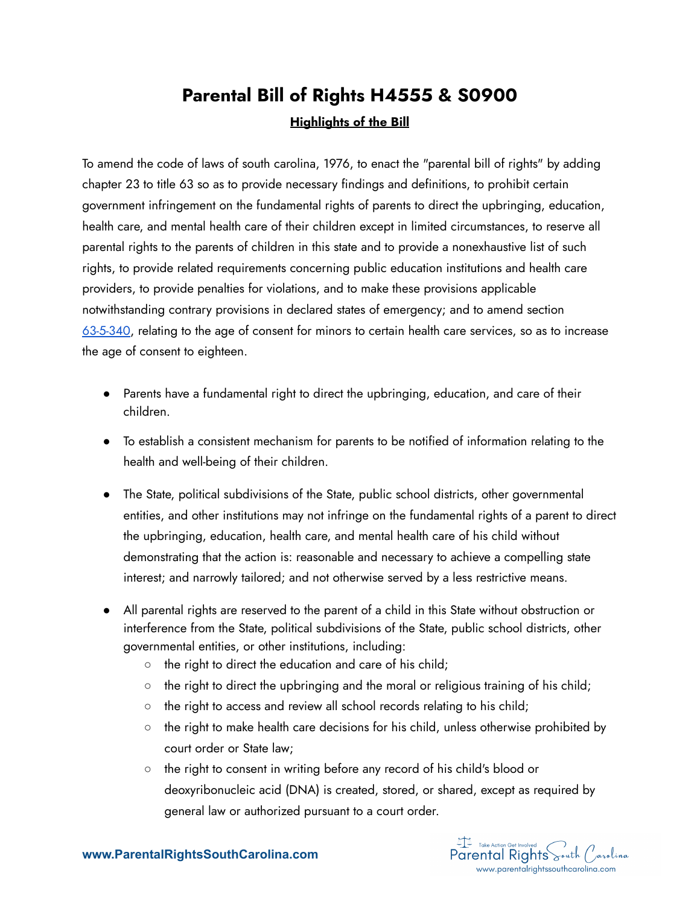# Parental Bill of Rights H4555 & S0900

**Highlights of the Bill**

To amend the code of laws of south carolina, 1976, to enact the "parental bill of rights" by adding chapter 23 to title 63 so as to provide necessary findings and definitions, to prohibit certain government infringement on the fundamental rights of parents to direct the upbringing, education, health care, and mental health care of their children except in limited circumstances, to reserve all parental rights to the parents of children in this state and to provide a nonexhaustive list of such rights, to provide related requirements concerning public education institutions and health care providers, to provide penalties for violations, and to make these provisions applicable notwithstanding contrary provisions in declared states of emergency; and to amend section 63-5-340, relating to the age of consent for minors to certain health care services, so as to increase the age of consent to eighteen.

- Parents have a fundamental right to direct the upbringing, education, and care of their children.
- To establish a consistent mechanism for parents to be notified of information relating to the health and well-being of their children.
- The State, political subdivisions of the State, public school districts, other governmental entities, and other institutions may not infringe on the fundamental rights of a parent to direct the upbringing, education, health care, and mental health care of his child without demonstrating that the action is: reasonable and necessary to achieve a compelling state interest; and narrowly tailored; and not otherwise served by a less restrictive means.
- All parental rights are reserved to the parent of a child in this State without obstruction or interference from the State, political subdivisions of the State, public school districts, other governmental entities, or other institutions, including:
  - the right to direct the education and care of his child;
  - the right to direct the upbringing and the moral or religious training of his child;
  - the right to access and review all school records relating to his child;
  - the right to make health care decisions for his child, unless otherwise prohibited by court order or State law;
  - the right to consent in writing before any record of his child's blood or deoxyribonucleic acid (DNA) is created, stored, or shared, except as required by general law or authorized pursuant to a court order.

www.ParentalRightsSouthCarolina.com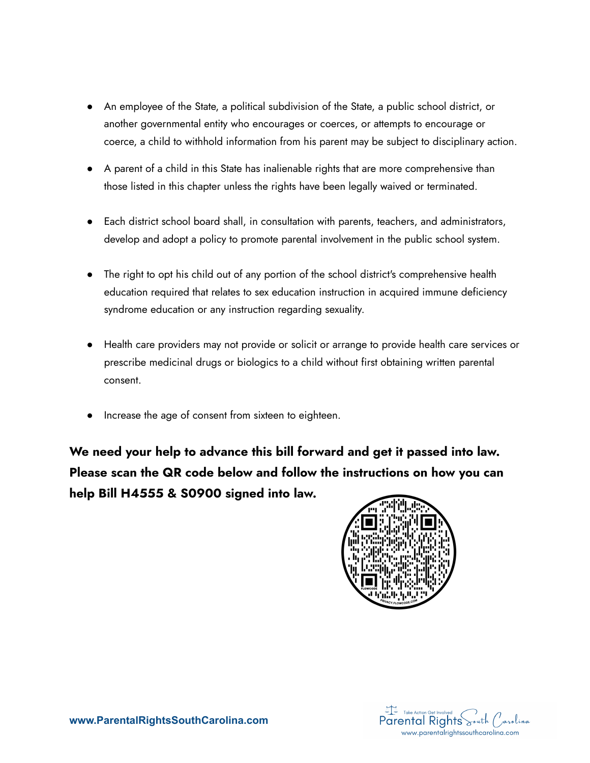- An employee of the State, a political subdivision of the State, a public school district, or another governmental entity who encourages or coerces, or attempts to encourage or coerce, a child to withhold information from his parent may be subject to disciplinary action.
- A parent of a child in this State has inalienable rights that are more comprehensive than those listed in this chapter unless the rights have been legally waived or terminated.
- Each district school board shall, in consultation with parents, teachers, and administrators, develop and adopt a policy to promote parental involvement in the public school system.
- The right to opt his child out of any portion of the school district's comprehensive health education required that relates to sex education instruction in acquired immune deficiency syndrome education or any instruction regarding sexuality.
- Health care providers may not provide or solicit or arrange to provide health care services or prescribe medicinal drugs or biologics to a child without first obtaining written parental consent.
- Increase the age of consent from sixteen to eighteen.

**We need your help to advance this bill forward and get it passed into law. Please scan the QR code below and follow the instructions on how you can help Bill H4555 & S0900 signed into law.**

www.ParentalRightsSouthCarolina.com

Take Action Get Involved Parental Rights South Carolina
www.parentalrightssouthcarolina.com